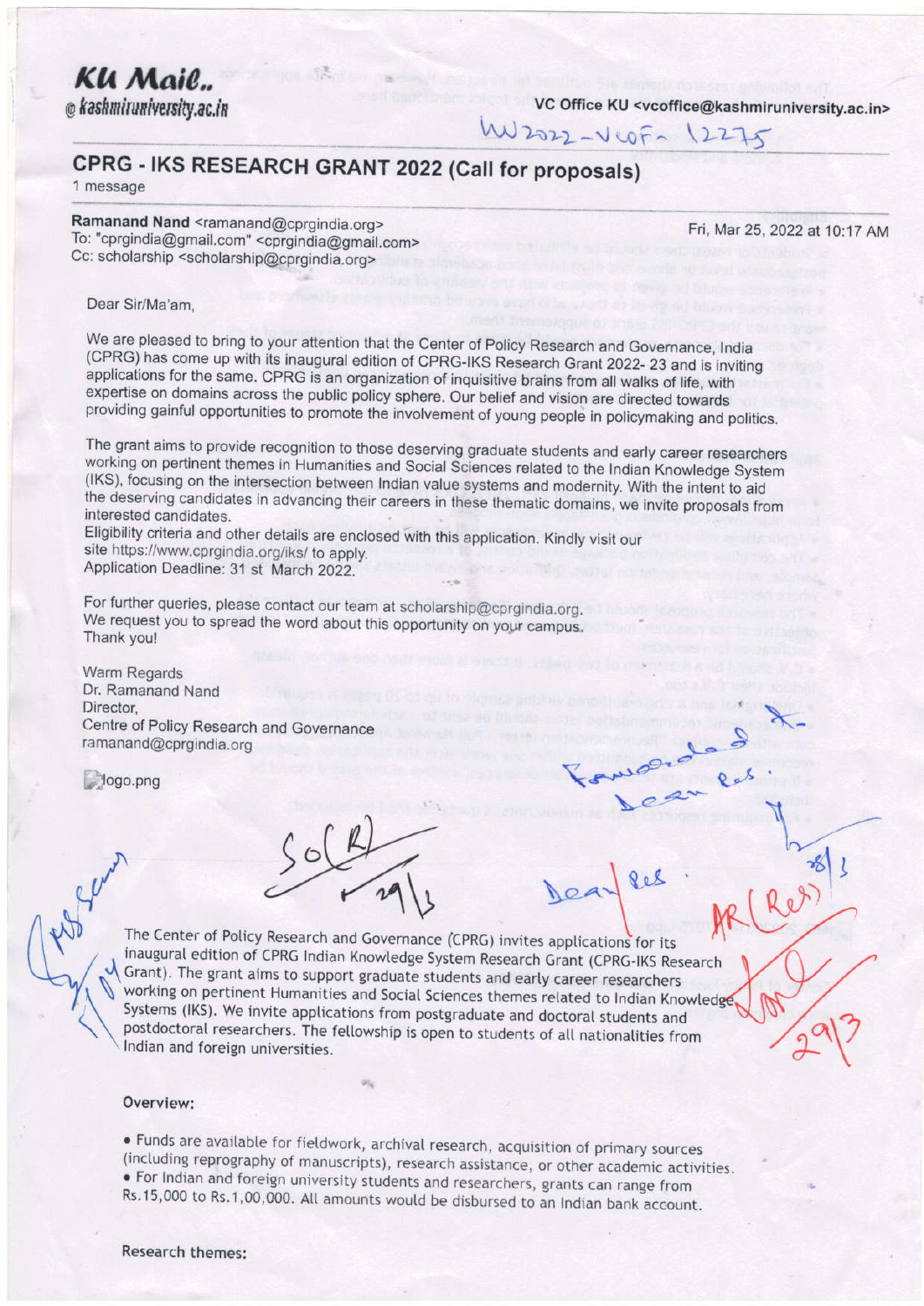**KU Mail..**
@ kashmiruniversity.ac.in

VC Office KU <vcoffice@kashmiruniversity.ac.in>

KU2022-VCOF-12275

# CPRG - IKS RESEARCH GRANT 2022 (Call for proposals)

1 message

**Ramanand Nand** <ramanand@cprgindia.org>
To: "cprgindia@gmail.com" <cprgindia@gmail.com>
Cc: scholarship <scholarship@cprgindia.org>

Fri, Mar 25, 2022 at 10:17 AM

Dear Sir/Ma'am,

We are pleased to bring to your attention that the Center of Policy Research and Governance, India (CPRG) has come up with its inaugural edition of CPRG-IKS Research Grant 2022- 23 and is inviting applications for the same. CPRG is an organization of inquisitive brains from all walks of life, with expertise on domains across the public policy sphere. Our belief and vision are directed towards providing gainful opportunities to promote the involvement of young people in policymaking and politics.

The grant aims to provide recognition to those deserving graduate students and early career researchers working on pertinent themes in Humanities and Social Sciences related to the Indian Knowledge System (IKS), focusing on the intersection between Indian value systems and modernity. With the intent to aid the deserving candidates in advancing their careers in these thematic domains, we invite proposals from interested candidates.
Eligibility criteria and other details are enclosed with this application. Kindly visit our site https://www.cprgindia.org/iks/ to apply.
Application Deadline: 31 st March 2022.

For further queries, please contact our team at scholarship@cprgindia.org.
We request you to spread the word about this opportunity on your campus.
Thank you!

Warm Regards
Dr. Ramanand Nand
Director,
Centre of Policy Research and Governance
ramanand@cprgindia.org

logo.png

The Center of Policy Research and Governance (CPRG) invites applications for its inaugural edition of CPRG Indian Knowledge System Research Grant (CPRG-IKS Research Grant). The grant aims to support graduate students and early career researchers working on pertinent Humanities and Social Sciences themes related to Indian Knowledge Systems (IKS). We invite applications from postgraduate and doctoral students and postdoctoral researchers. The fellowship is open to students of all nationalities from Indian and foreign universities.

**Overview:**

- Funds are available for fieldwork, archival research, acquisition of primary sources (including reprography of manuscripts), research assistance, or other academic activities.
- For Indian and foreign university students and researchers, grants can range from Rs.15,000 to Rs.1,00,000. All amounts would be disbursed to an Indian bank account.

**Research themes:**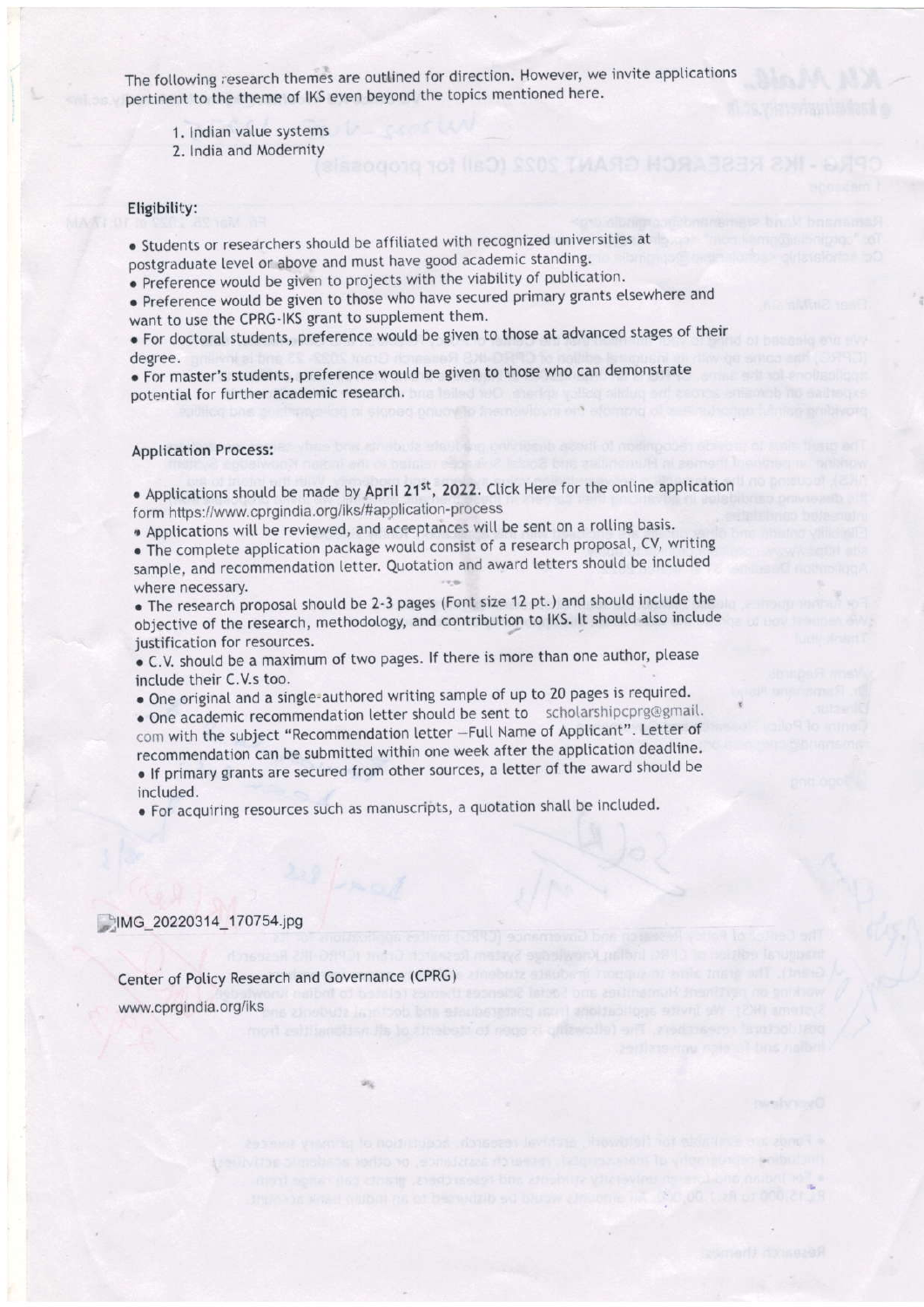The following research themes are outlined for direction. However, we invite applications pertinent to the theme of IKS even beyond the topics mentioned here.

1. Indian value systems
2. India and Modernity

**Eligibility:**

- Students or researchers should be affiliated with recognized universities at postgraduate level or above and must have good academic standing.
- Preference would be given to projects with the viability of publication.
- Preference would be given to those who have secured primary grants elsewhere and want to use the CPRG-IKS grant to supplement them.
- For doctoral students, preference would be given to those at advanced stages of their degree.
- For master's students, preference would be given to those who can demonstrate potential for further academic research.

**Application Process:**

- Applications should be made by April 21st, 2022. Click Here for the online application form https://www.cprgindia.org/iks/#application-process
- Applications will be reviewed, and acceptances will be sent on a rolling basis.
- The complete application package would consist of a research proposal, CV, writing sample, and recommendation letter. Quotation and award letters should be included where necessary.
- The research proposal should be 2-3 pages (Font size 12 pt.) and should include the objective of the research, methodology, and contribution to IKS. It should also include justification for resources.
- C.V. should be a maximum of two pages. If there is more than one author, please include their C.V.s too.
- One original and a single-authored writing sample of up to 20 pages is required.
- One academic recommendation letter should be sent to scholarshipcprg@gmail.com with the subject "Recommendation letter –Full Name of Applicant". Letter of recommendation can be submitted within one week after the application deadline.
- If primary grants are secured from other sources, a letter of the award should be included.
- For acquiring resources such as manuscripts, a quotation shall be included.

IMG_20220314_170754.jpg

Center of Policy Research and Governance (CPRG)
www.cprgindia.org/iks